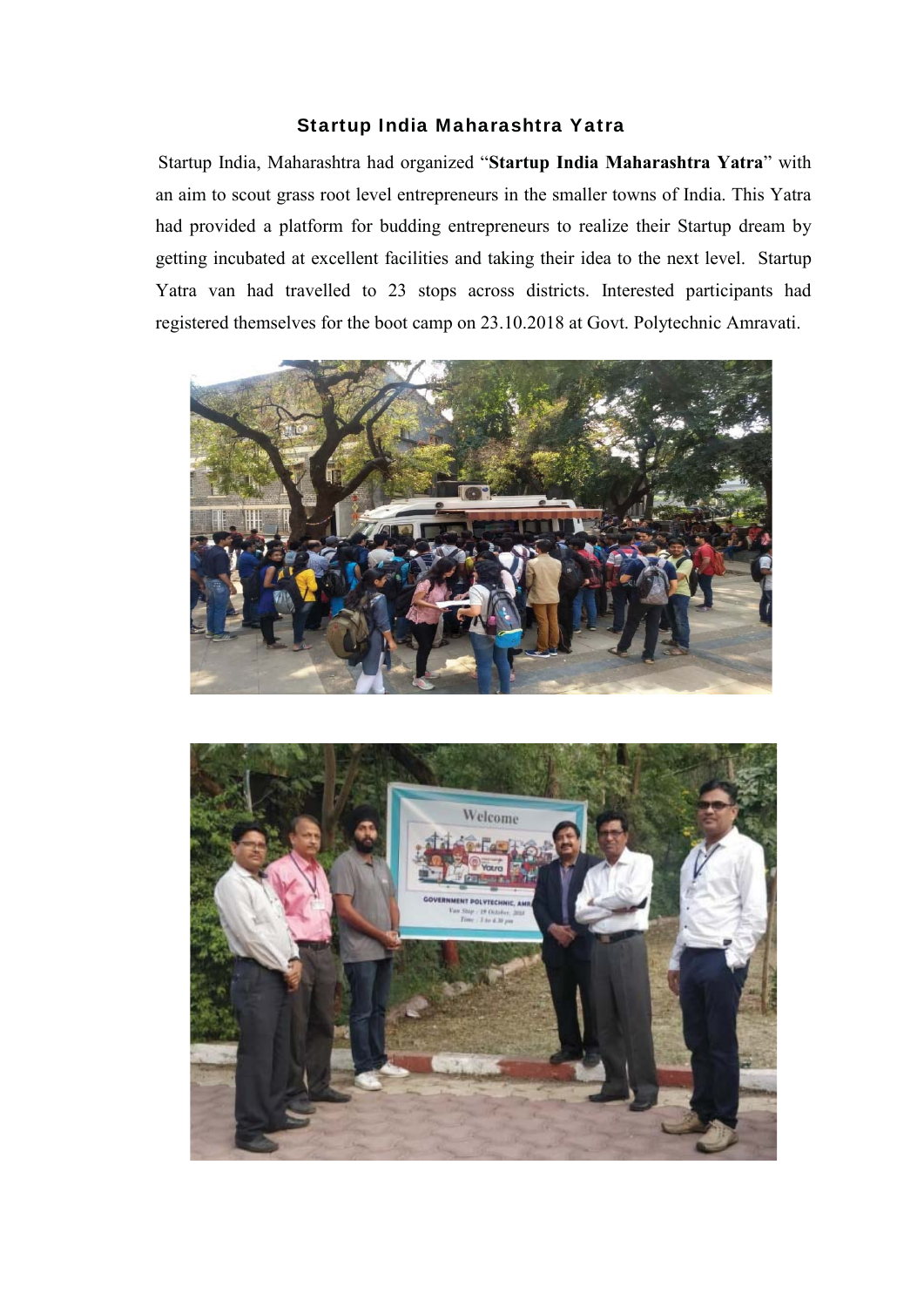## Startup India Maharashtra Yatra

Startup India, Maharashtra had organized "**Startup India Maharashtra Yatra**" with an aim to scout grass root level entrepreneurs in the smaller towns of India. This Yatra had provided a platform for budding entrepreneurs to realize their Startup dream by getting incubated at excellent facilities and taking their idea to the next level. Startup Yatra van had travelled to 23 stops across districts. Interested participants had registered themselves for the boot camp on 23.10.2018 at Govt. Polytechnic Amravati.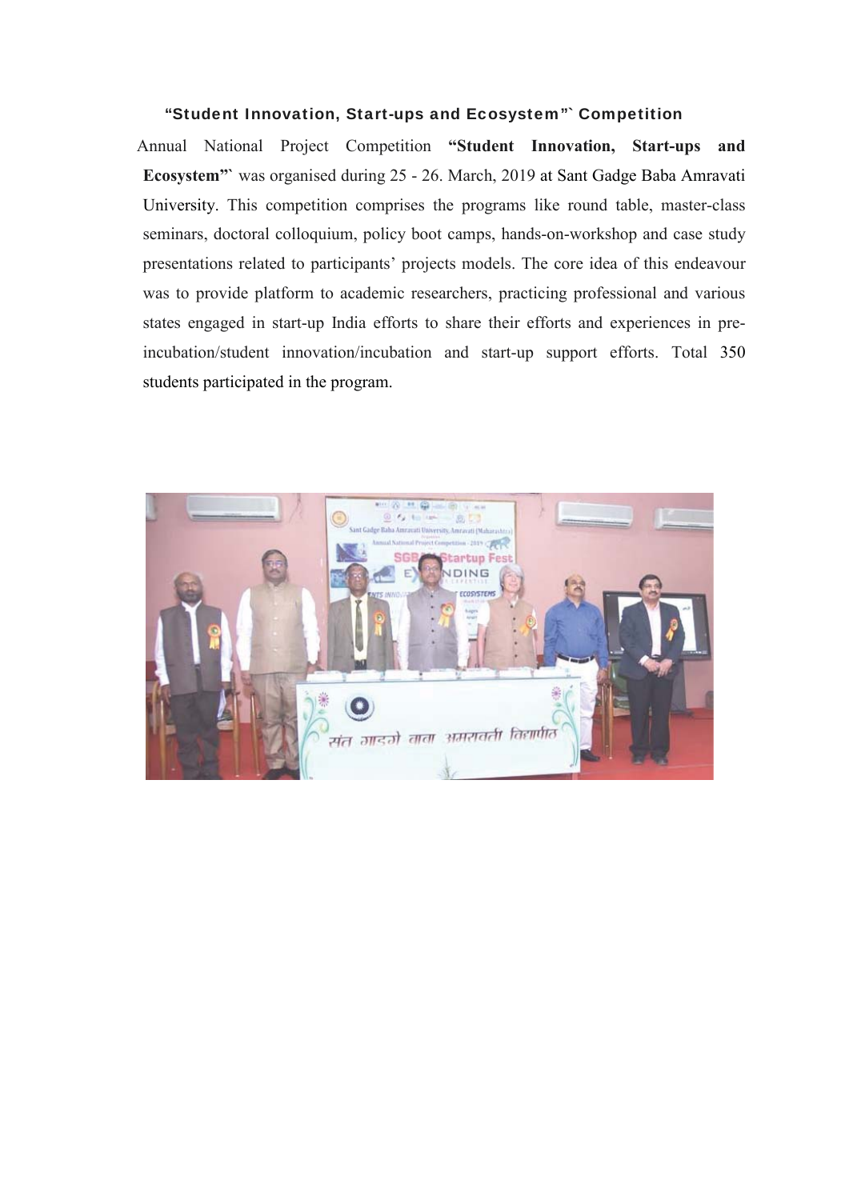### "Student Innovation, Start-ups and Ecosystem"` Competition

Annual National Project Competition **"Student Innovation, Start-ups and Ecosystem"`** was organised during 25 - 26. March, 2019 at Sant Gadge Baba Amravati University. This competition comprises the programs like round table, master-class seminars, doctoral colloquium, policy boot camps, hands-on-workshop and case study presentations related to participants' projects models. The core idea of this endeavour was to provide platform to academic researchers, practicing professional and various states engaged in start-up India efforts to share their efforts and experiences in pre-incubation/student innovation/incubation and start-up support efforts. Total 350 students participated in the program.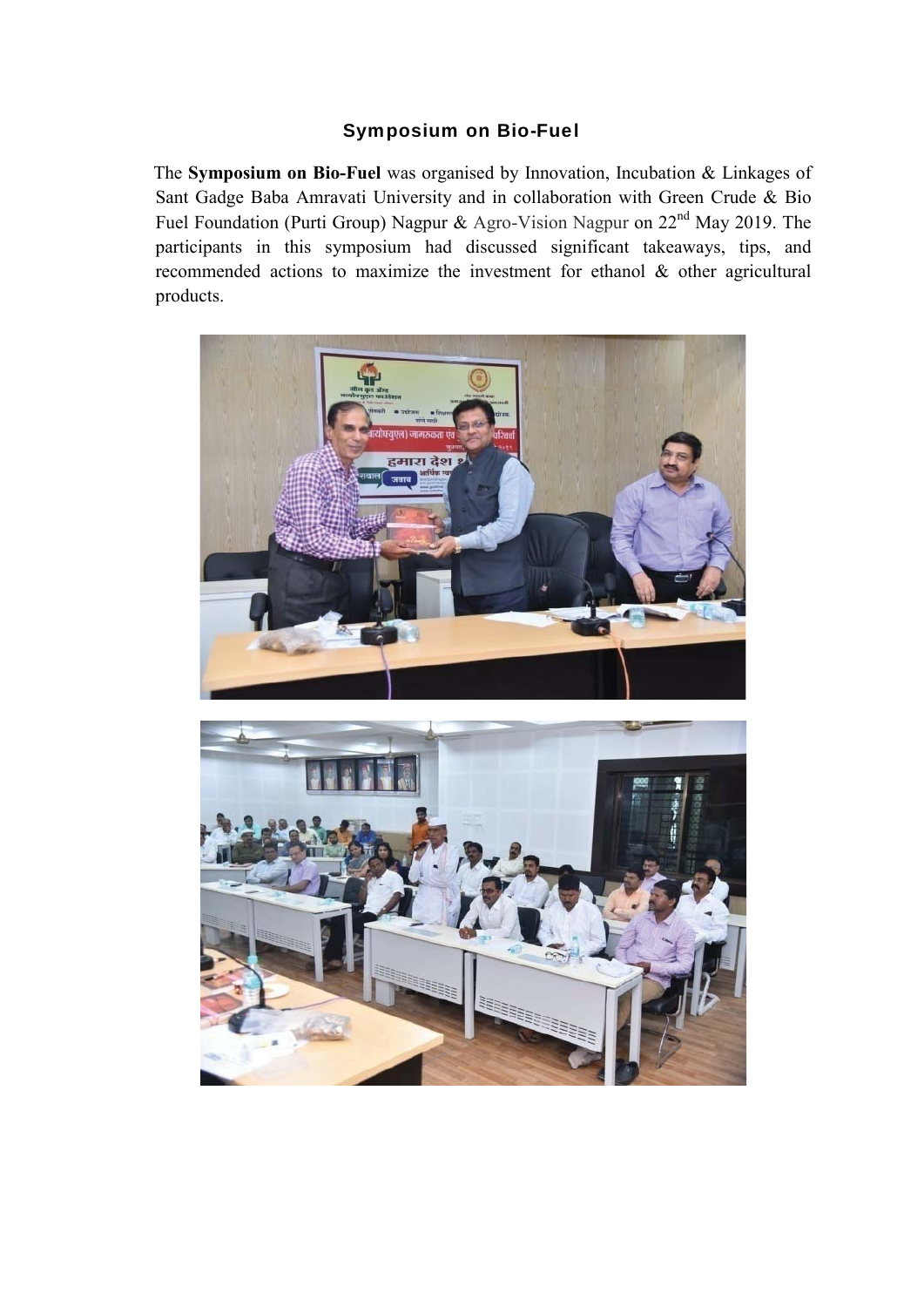# Symposium on Bio-Fuel

The **Symposium on Bio-Fuel** was organised by Innovation, Incubation & Linkages of Sant Gadge Baba Amravati University and in collaboration with Green Crude & Bio Fuel Foundation (Purti Group) Nagpur & Agro-Vision Nagpur on 22nd May 2019. The participants in this symposium had discussed significant takeaways, tips, and recommended actions to maximize the investment for ethanol & other agricultural products.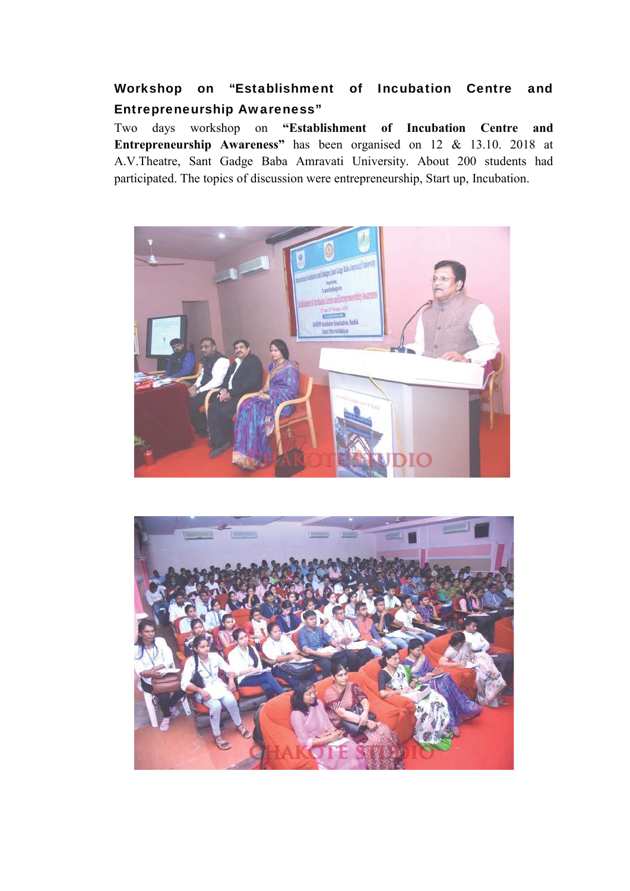### Workshop on "Establishment of Incubation Centre and Entrepreneurship Awareness"

Two days workshop on **"Establishment of Incubation Centre and Entrepreneurship Awareness"** has been organised on 12 & 13.10. 2018 at A.V.Theatre, Sant Gadge Baba Amravati University. About 200 students had participated. The topics of discussion were entrepreneurship, Start up, Incubation.